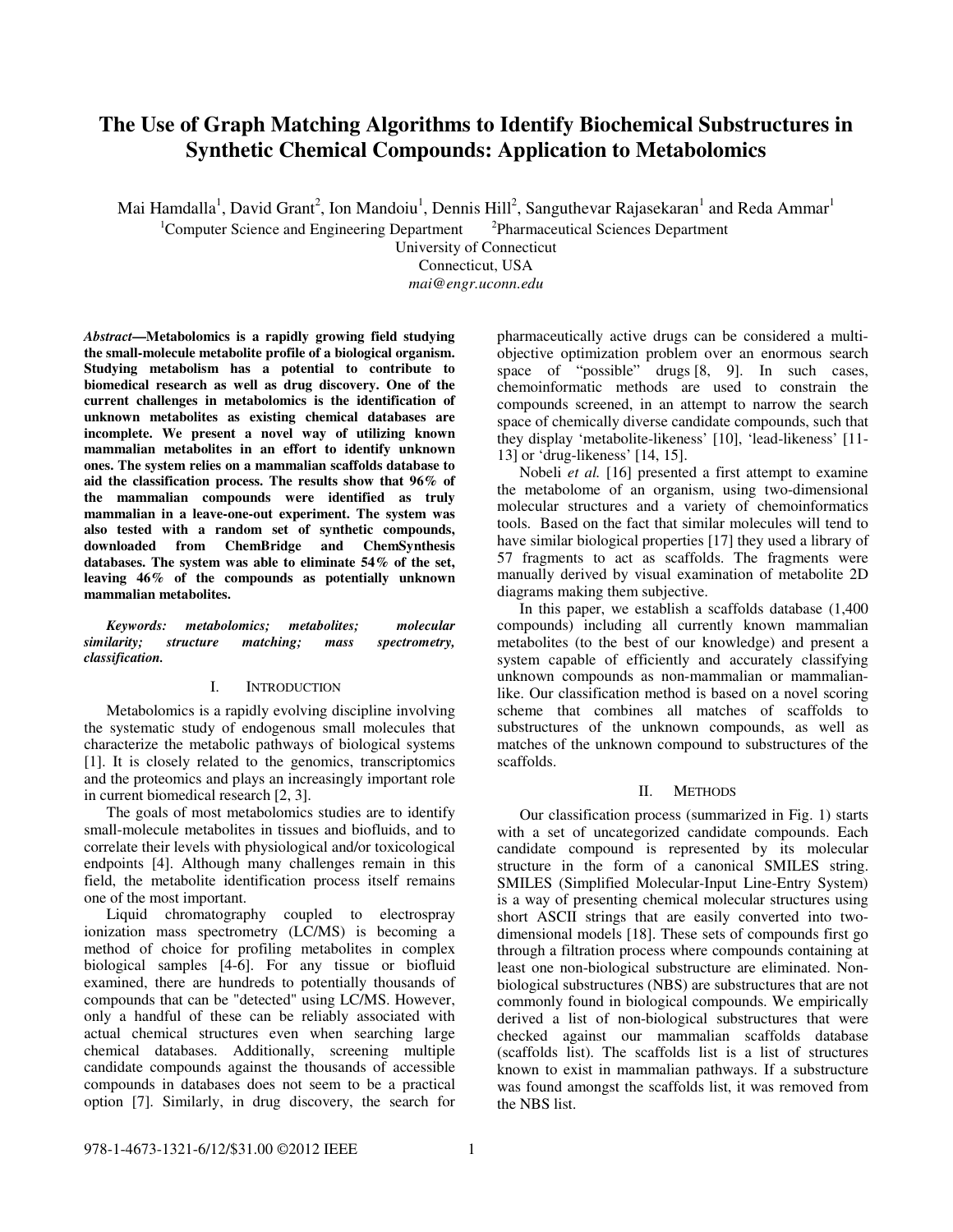# The Use of Graph Matching Algorithms to Identify Biochemical Substructures in Synthetic Chemical Compounds: Application to Metabolomics

Mai Hamdalla[1], David Grant[2], Ion Mandoiu[1], Dennis Hill[2], Sanguthevar Rajasekaran[1] and Reda Ammar[1]

[1]Computer Science and Engineering Department [2]Pharmaceutical Sciences Department

University of Connecticut

Connecticut, USA

*mai@engr.uconn.edu*

***Abstract*—Metabolomics is a rapidly growing field studying the small-molecule metabolite profile of a biological organism. Studying metabolism has a potential to contribute to biomedical research as well as drug discovery. One of the current challenges in metabolomics is the identification of unknown metabolites as existing chemical databases are incomplete. We present a novel way of utilizing known mammalian metabolites in an effort to identify unknown ones. The system relies on a mammalian scaffolds database to aid the classification process. The results show that 96% of the mammalian compounds were identified as truly mammalian in a leave-one-out experiment. The system was also tested with a random set of synthetic compounds, downloaded from ChemBridge and ChemSynthesis databases. The system was able to eliminate 54% of the set, leaving 46% of the compounds as potentially unknown mammalian metabolites.**

***Keywords: metabolomics; metabolites; molecular similarity; structure matching; mass spectrometry, classification.***

## I. Introduction

Metabolomics is a rapidly evolving discipline involving the systematic study of endogenous small molecules that characterize the metabolic pathways of biological systems [1]. It is closely related to the genomics, transcriptomics and the proteomics and plays an increasingly important role in current biomedical research [2, 3].

The goals of most metabolomics studies are to identify small-molecule metabolites in tissues and biofluids, and to correlate their levels with physiological and/or toxicological endpoints [4]. Although many challenges remain in this field, the metabolite identification process itself remains one of the most important.

Liquid chromatography coupled to electrospray ionization mass spectrometry (LC/MS) is becoming a method of choice for profiling metabolites in complex biological samples [4-6]. For any tissue or biofluid examined, there are hundreds to potentially thousands of compounds that can be "detected" using LC/MS. However, only a handful of these can be reliably associated with actual chemical structures even when searching large chemical databases. Additionally, screening multiple candidate compounds against the thousands of accessible compounds in databases does not seem to be a practical option [7]. Similarly, in drug discovery, the search for pharmaceutically active drugs can be considered a multi-objective optimization problem over an enormous search space of "possible" drugs [8, 9]. In such cases, chemoinformatic methods are used to constrain the compounds screened, in an attempt to narrow the search space of chemically diverse candidate compounds, such that they display 'metabolite-likeness' [10], 'lead-likeness' [11-13] or 'drug-likeness' [14, 15].

Nobeli *et al.* [16] presented a first attempt to examine the metabolome of an organism, using two-dimensional molecular structures and a variety of chemoinformatics tools. Based on the fact that similar molecules will tend to have similar biological properties [17] they used a library of 57 fragments to act as scaffolds. The fragments were manually derived by visual examination of metabolite 2D diagrams making them subjective.

In this paper, we establish a scaffolds database (1,400 compounds) including all currently known mammalian metabolites (to the best of our knowledge) and present a system capable of efficiently and accurately classifying unknown compounds as non-mammalian or mammalian-like. Our classification method is based on a novel scoring scheme that combines all matches of scaffolds to substructures of the unknown compounds, as well as matches of the unknown compound to substructures of the scaffolds.

## II. Methods

Our classification process (summarized in Fig. 1) starts with a set of uncategorized candidate compounds. Each candidate compound is represented by its molecular structure in the form of a canonical SMILES string. SMILES (Simplified Molecular-Input Line-Entry System) is a way of presenting chemical molecular structures using short ASCII strings that are easily converted into two-dimensional models [18]. These sets of compounds first go through a filtration process where compounds containing at least one non-biological substructure are eliminated. Non-biological substructures (NBS) are substructures that are not commonly found in biological compounds. We empirically derived a list of non-biological substructures that were checked against our mammalian scaffolds database (scaffolds list). The scaffolds list is a list of structures known to exist in mammalian pathways. If a substructure was found amongst the scaffolds list, it was removed from the NBS list.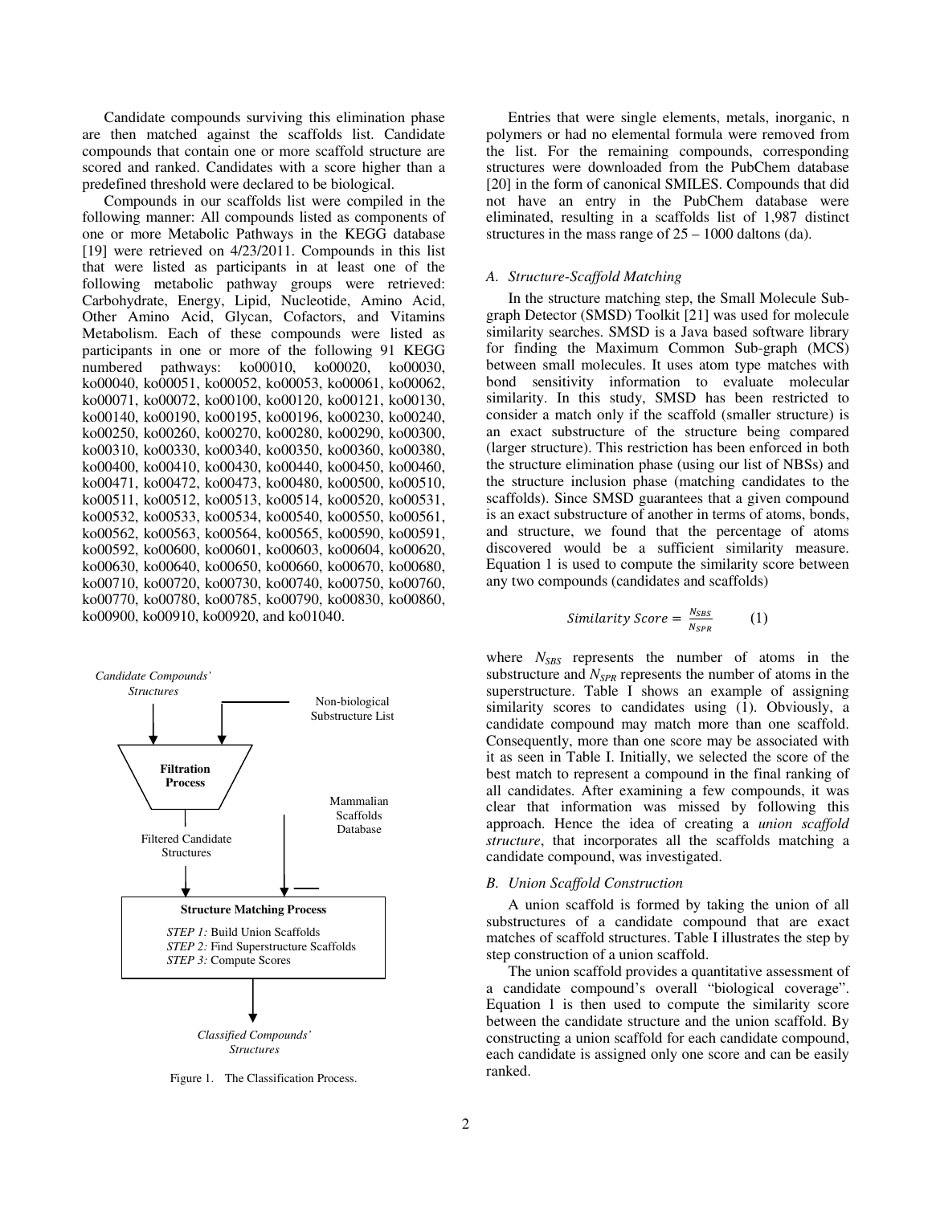Candidate compounds surviving this elimination phase are then matched against the scaffolds list. Candidate compounds that contain one or more scaffold structure are scored and ranked. Candidates with a score higher than a predefined threshold were declared to be biological.

Compounds in our scaffolds list were compiled in the following manner: All compounds listed as components of one or more Metabolic Pathways in the KEGG database [19] were retrieved on 4/23/2011. Compounds in this list that were listed as participants in at least one of the following metabolic pathway groups were retrieved: Carbohydrate, Energy, Lipid, Nucleotide, Amino Acid, Other Amino Acid, Glycan, Cofactors, and Vitamins Metabolism. Each of these compounds were listed as participants in one or more of the following 91 KEGG numbered pathways: ko00010, ko00020, ko00030, ko00040, ko00051, ko00052, ko00053, ko00061, ko00062, ko00071, ko00072, ko00100, ko00120, ko00121, ko00130, ko00140, ko00190, ko00195, ko00196, ko00230, ko00240, ko00250, ko00260, ko00270, ko00280, ko00290, ko00300, ko00310, ko00330, ko00340, ko00350, ko00360, ko00380, ko00400, ko00410, ko00430, ko00440, ko00450, ko00460, ko00471, ko00472, ko00473, ko00480, ko00500, ko00510, ko00511, ko00512, ko00513, ko00514, ko00520, ko00531, ko00532, ko00533, ko00534, ko00540, ko00550, ko00561, ko00562, ko00563, ko00564, ko00565, ko00590, ko00591, ko00592, ko00600, ko00601, ko00603, ko00604, ko00620, ko00630, ko00640, ko00650, ko00660, ko00670, ko00680, ko00710, ko00720, ko00730, ko00740, ko00750, ko00760, ko00770, ko00780, ko00785, ko00790, ko00830, ko00860, ko00900, ko00910, ko00920, and ko01040.

Candidate Compounds' Structures

Non-biological Substructure List

Filtration Process

Filtered Candidate Structures

Mammalian Scaffolds Database

Structure Matching Process

*STEP 1:* Build Union Scaffolds
*STEP 2:* Find Superstructure Scaffolds
*STEP 3:* Compute Scores

Classified Compounds' Structures

Figure 1. The Classification Process.

Entries that were single elements, metals, inorganic, n polymers or had no elemental formula were removed from the list. For the remaining compounds, corresponding structures were downloaded from the PubChem database [20] in the form of canonical SMILES. Compounds that did not have an entry in the PubChem database were eliminated, resulting in a scaffolds list of 1,987 distinct structures in the mass range of 25 – 1000 daltons (da).

### A. Structure-Scaffold Matching

In the structure matching step, the Small Molecule Sub-graph Detector (SMSD) Toolkit [21] was used for molecule similarity searches. SMSD is a Java based software library for finding the Maximum Common Sub-graph (MCS) between small molecules. It uses atom type matches with bond sensitivity information to evaluate molecular similarity. In this study, SMSD has been restricted to consider a match only if the scaffold (smaller structure) is an exact substructure of the structure being compared (larger structure). This restriction has been enforced in both the structure elimination phase (using our list of NBSs) and the structure inclusion phase (matching candidates to the scaffolds). Since SMSD guarantees that a given compound is an exact substructure of another in terms of atoms, bonds, and structure, we found that the percentage of atoms discovered would be a sufficient similarity measure. Equation 1 is used to compute the similarity score between any two compounds (candidates and scaffolds)

$$Similarity\ Score = \frac{N_{SBS}}{N_{SPR}} \qquad (1)$$

where $N_{SBS}$ represents the number of atoms in the substructure and $N_{SPR}$ represents the number of atoms in the superstructure. Table I shows an example of assigning similarity scores to candidates using (1). Obviously, a candidate compound may match more than one scaffold. Consequently, more than one score may be associated with it as seen in Table I. Initially, we selected the score of the best match to represent a compound in the final ranking of all candidates. After examining a few compounds, it was clear that information was missed by following this approach. Hence the idea of creating a *union scaffold structure*, that incorporates all the scaffolds matching a candidate compound, was investigated.

### B. Union Scaffold Construction

A union scaffold is formed by taking the union of all substructures of a candidate compound that are exact matches of scaffold structures. Table I illustrates the step by step construction of a union scaffold.

The union scaffold provides a quantitative assessment of a candidate compound's overall "biological coverage". Equation 1 is then used to compute the similarity score between the candidate structure and the union scaffold. By constructing a union scaffold for each candidate compound, each candidate is assigned only one score and can be easily ranked.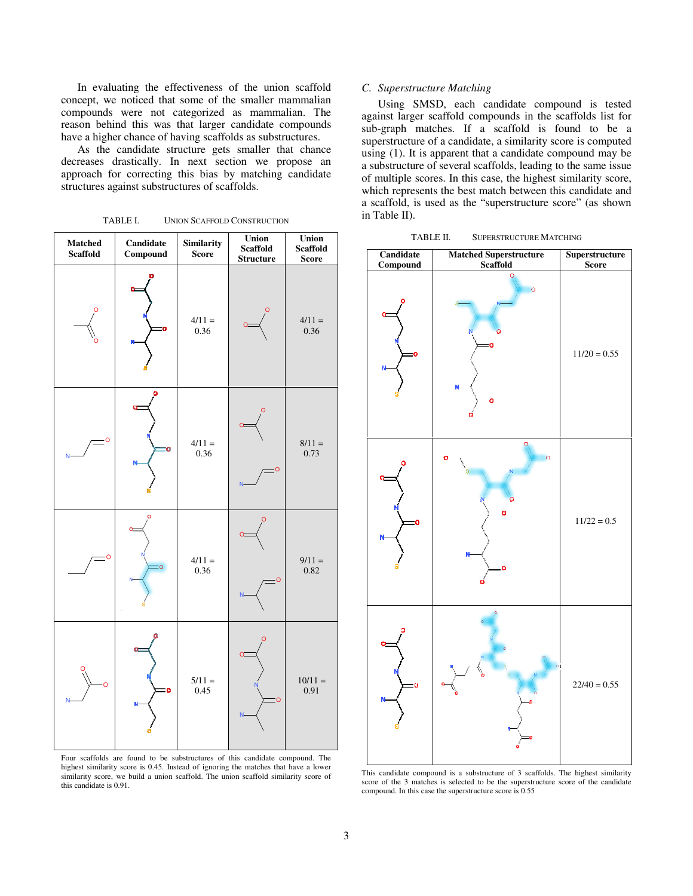In evaluating the effectiveness of the union scaffold concept, we noticed that some of the smaller mammalian compounds were not categorized as mammalian. The reason behind this was that larger candidate compounds have a higher chance of having scaffolds as substructures.

As the candidate structure gets smaller that chance decreases drastically. In next section we propose an approach for correcting this bias by matching candidate structures against substructures of scaffolds.

TABLE I. UNION SCAFFOLD CONSTRUCTION

| Matched Scaffold | Candidate Compound | Similarity Score | Union Scaffold Structure | Union Scaffold Score |
|---|---|---|---|---|
| | | 4/11 = 0.36 | | 4/11 = 0.36 |
| | | 4/11 = 0.36 | | 8/11 = 0.73 |
| | | 4/11 = 0.36 | | 9/11 = 0.82 |
| | | 5/11 = 0.45 | | 10/11 = 0.91 |

Four scaffolds are found to be substructures of this candidate compound. The highest similarity score is 0.45. Instead of ignoring the matches that have a lower similarity score, we build a union scaffold. The union scaffold similarity score of this candidate is 0.91.

### C. Superstructure Matching

Using SMSD, each candidate compound is tested against larger scaffold compounds in the scaffolds list for sub-graph matches. If a scaffold is found to be a superstructure of a candidate, a similarity score is computed using (1). It is apparent that a candidate compound may be a substructure of several scaffolds, leading to the same issue of multiple scores. In this case, the highest similarity score, which represents the best match between this candidate and a scaffold, is used as the "superstructure score" (as shown in Table II).

TABLE II. SUPERSTRUCTURE MATCHING

| Candidate Compound | Matched Superstructure Scaffold | Superstructure Score |
|---|---|---|
| | | 11/20 = 0.55 |
| | | 11/22 = 0.5 |
| | | 22/40 = 0.55 |

This candidate compound is a substructure of 3 scaffolds. The highest similarity score of the 3 matches is selected to be the superstructure score of the candidate compound. In this case the superstructure score is 0.55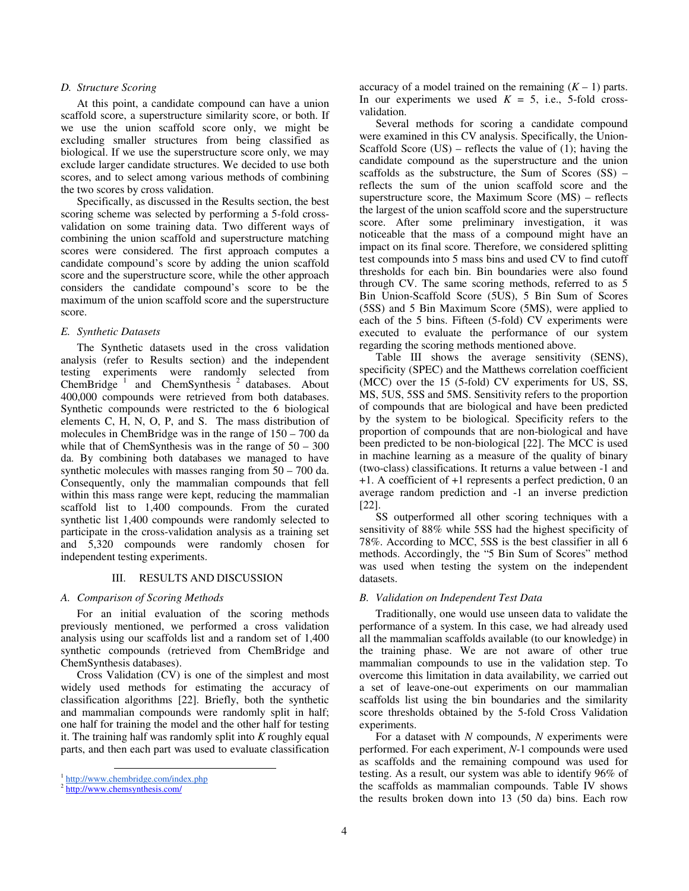### D. Structure Scoring

At this point, a candidate compound can have a union scaffold score, a superstructure similarity score, or both. If we use the union scaffold score only, we might be excluding smaller structures from being classified as biological. If we use the superstructure score only, we may exclude larger candidate structures. We decided to use both scores, and to select among various methods of combining the two scores by cross validation.

Specifically, as discussed in the Results section, the best scoring scheme was selected by performing a 5-fold cross-validation on some training data. Two different ways of combining the union scaffold and superstructure matching scores were considered. The first approach computes a candidate compound's score by adding the union scaffold score and the superstructure score, while the other approach considers the candidate compound's score to be the maximum of the union scaffold score and the superstructure score.

### E. Synthetic Datasets

The Synthetic datasets used in the cross validation analysis (refer to Results section) and the independent testing experiments were randomly selected from ChemBridge [1] and ChemSynthesis [2] databases. About 400,000 compounds were retrieved from both databases. Synthetic compounds were restricted to the 6 biological elements C, H, N, O, P, and S. The mass distribution of molecules in ChemBridge was in the range of 150 – 700 da while that of ChemSynthesis was in the range of 50 – 300 da. By combining both databases we managed to have synthetic molecules with masses ranging from 50 – 700 da. Consequently, only the mammalian compounds that fell within this mass range were kept, reducing the mammalian scaffold list to 1,400 compounds. From the curated synthetic list 1,400 compounds were randomly selected to participate in the cross-validation analysis as a training set and 5,320 compounds were randomly chosen for independent testing experiments.

## III. RESULTS AND DISCUSSION

### A. Comparison of Scoring Methods

For an initial evaluation of the scoring methods previously mentioned, we performed a cross validation analysis using our scaffolds list and a random set of 1,400 synthetic compounds (retrieved from ChemBridge and ChemSynthesis databases).

Cross Validation (CV) is one of the simplest and most widely used methods for estimating the accuracy of classification algorithms [22]. Briefly, both the synthetic and mammalian compounds were randomly split in half; one half for training the model and the other half for testing it. The training half was randomly split into $K$ roughly equal parts, and then each part was used to evaluate classification accuracy of a model trained on the remaining ($K$ – 1) parts. In our experiments we used $K$ = 5, i.e., 5-fold cross-validation.

Several methods for scoring a candidate compound were examined in this CV analysis. Specifically, the Union-Scaffold Score (US) – reflects the value of (1); having the candidate compound as the superstructure and the union scaffolds as the substructure, the Sum of Scores (SS) – reflects the sum of the union scaffold score and the superstructure score, the Maximum Score (MS) – reflects the largest of the union scaffold score and the superstructure score. After some preliminary investigation, it was noticeable that the mass of a compound might have an impact on its final score. Therefore, we considered splitting test compounds into 5 mass bins and used CV to find cutoff thresholds for each bin. Bin boundaries were also found through CV. The same scoring methods, referred to as 5 Bin Union-Scaffold Score (5US), 5 Bin Sum of Scores (5SS) and 5 Bin Maximum Score (5MS), were applied to each of the 5 bins. Fifteen (5-fold) CV experiments were executed to evaluate the performance of our system regarding the scoring methods mentioned above.

Table III shows the average sensitivity (SENS), specificity (SPEC) and the Matthews correlation coefficient (MCC) over the 15 (5-fold) CV experiments for US, SS, MS, 5US, 5SS and 5MS. Sensitivity refers to the proportion of compounds that are biological and have been predicted by the system to be biological. Specificity refers to the proportion of compounds that are non-biological and have been predicted to be non-biological [22]. The MCC is used in machine learning as a measure of the quality of binary (two-class) classifications. It returns a value between -1 and +1. A coefficient of +1 represents a perfect prediction, 0 an average random prediction and -1 an inverse prediction [22].

SS outperformed all other scoring techniques with a sensitivity of 88% while 5SS had the highest specificity of 78%. According to MCC, 5SS is the best classifier in all 6 methods. Accordingly, the "5 Bin Sum of Scores" method was used when testing the system on the independent datasets.

### B. Validation on Independent Test Data

Traditionally, one would use unseen data to validate the performance of a system. In this case, we had already used all the mammalian scaffolds available (to our knowledge) in the training phase. We are not aware of other true mammalian compounds to use in the validation step. To overcome this limitation in data availability, we carried out a set of leave-one-out experiments on our mammalian scaffolds list using the bin boundaries and the similarity score thresholds obtained by the 5-fold Cross Validation experiments.

For a dataset with $N$ compounds, $N$ experiments were performed. For each experiment, $N$-1 compounds were used as scaffolds and the remaining compound was used for testing. As a result, our system was able to identify 96% of the scaffolds as mammalian compounds. Table IV shows the results broken down into 13 (50 da) bins. Each row

[1] http://www.chembridge.com/index.php

[2] http://www.chemsynthesis.com/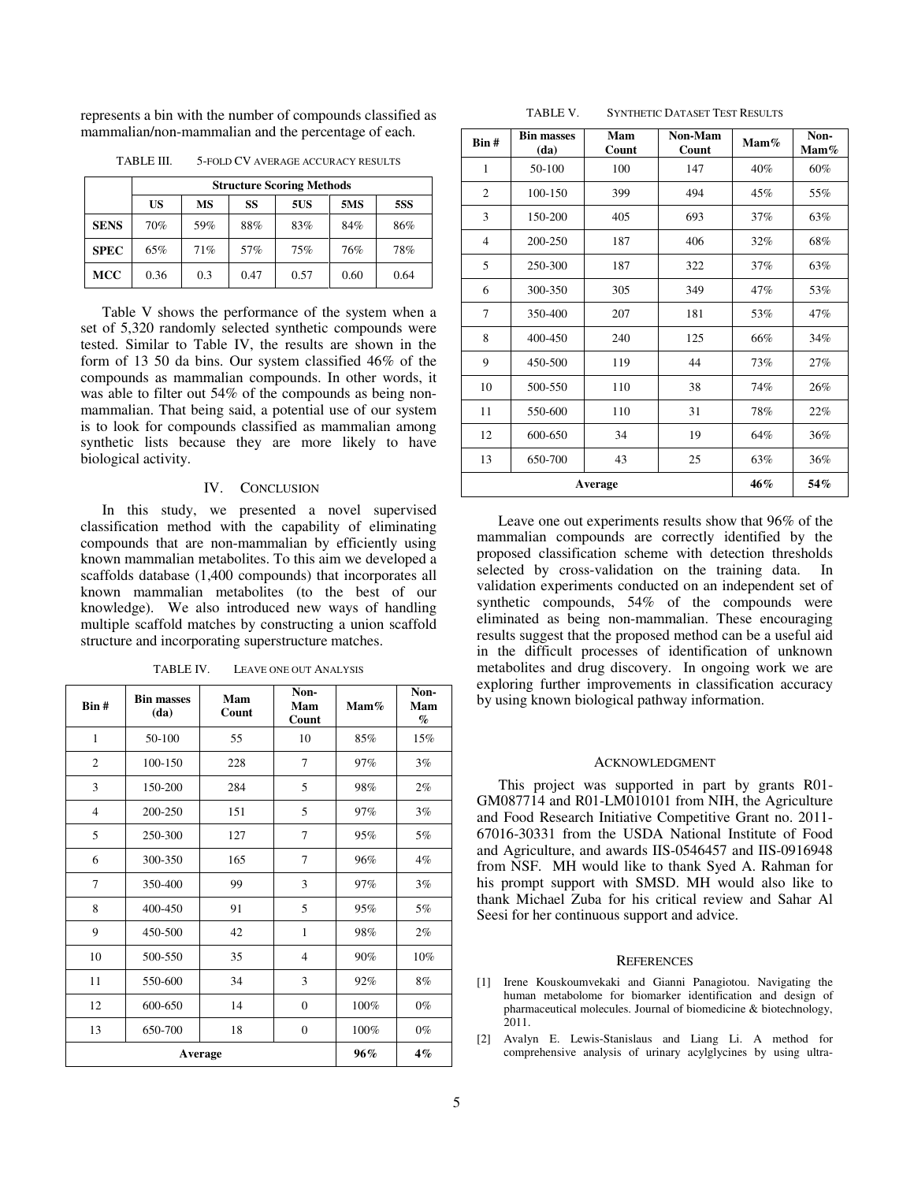represents a bin with the number of compounds classified as mammalian/non-mammalian and the percentage of each.

TABLE III. 5-FOLD CV AVERAGE ACCURACY RESULTS

| | Structure Scoring Methods | | | | | |
|---|---|---|---|---|---|---|
| | US | MS | SS | 5US | 5MS | 5SS |
| **SENS** | 70% | 59% | 88% | 83% | 84% | 86% |
| **SPEC** | 65% | 71% | 57% | 75% | 76% | 78% |
| **MCC** | 0.36 | 0.3 | 0.47 | 0.57 | 0.60 | 0.64 |

Table V shows the performance of the system when a set of 5,320 randomly selected synthetic compounds were tested. Similar to Table IV, the results are shown in the form of 13 50 da bins. Our system classified 46% of the compounds as mammalian compounds. In other words, it was able to filter out 54% of the compounds as being non-mammalian. That being said, a potential use of our system is to look for compounds classified as mammalian among synthetic lists because they are more likely to have biological activity.

## IV. CONCLUSION

In this study, we presented a novel supervised classification method with the capability of eliminating compounds that are non-mammalian by efficiently using known mammalian metabolites. To this aim we developed a scaffolds database (1,400 compounds) that incorporates all known mammalian metabolites (to the best of our knowledge). We also introduced new ways of handling multiple scaffold matches by constructing a union scaffold structure and incorporating superstructure matches.

TABLE IV. LEAVE ONE OUT ANALYSIS

| Bin # | Bin masses (da) | Mam Count | Non-Mam Count | Mam% | Non-Mam % |
|---|---|---|---|---|---|
| 1 | 50-100 | 55 | 10 | 85% | 15% |
| 2 | 100-150 | 228 | 7 | 97% | 3% |
| 3 | 150-200 | 284 | 5 | 98% | 2% |
| 4 | 200-250 | 151 | 5 | 97% | 3% |
| 5 | 250-300 | 127 | 7 | 95% | 5% |
| 6 | 300-350 | 165 | 7 | 96% | 4% |
| 7 | 350-400 | 99 | 3 | 97% | 3% |
| 8 | 400-450 | 91 | 5 | 95% | 5% |
| 9 | 450-500 | 42 | 1 | 98% | 2% |
| 10 | 500-550 | 35 | 4 | 90% | 10% |
| 11 | 550-600 | 34 | 3 | 92% | 8% |
| 12 | 600-650 | 14 | 0 | 100% | 0% |
| 13 | 650-700 | 18 | 0 | 100% | 0% |
| Average | | | | **96%** | **4%** |

TABLE V. SYNTHETIC DATASET TEST RESULTS

| Bin # | Bin masses (da) | Mam Count | Non-Mam Count | Mam% | Non-Mam% |
|---|---|---|---|---|---|
| 1 | 50-100 | 100 | 147 | 40% | 60% |
| 2 | 100-150 | 399 | 494 | 45% | 55% |
| 3 | 150-200 | 405 | 693 | 37% | 63% |
| 4 | 200-250 | 187 | 406 | 32% | 68% |
| 5 | 250-300 | 187 | 322 | 37% | 63% |
| 6 | 300-350 | 305 | 349 | 47% | 53% |
| 7 | 350-400 | 207 | 181 | 53% | 47% |
| 8 | 400-450 | 240 | 125 | 66% | 34% |
| 9 | 450-500 | 119 | 44 | 73% | 27% |
| 10 | 500-550 | 110 | 38 | 74% | 26% |
| 11 | 550-600 | 110 | 31 | 78% | 22% |
| 12 | 600-650 | 34 | 19 | 64% | 36% |
| 13 | 650-700 | 43 | 25 | 63% | 36% |
| Average | | | | **46%** | **54%** |

Leave one out experiments results show that 96% of the mammalian compounds are correctly identified by the proposed classification scheme with detection thresholds selected by cross-validation on the training data. In validation experiments conducted on an independent set of synthetic compounds, 54% of the compounds were eliminated as being non-mammalian. These encouraging results suggest that the proposed method can be a useful aid in the difficult processes of identification of unknown metabolites and drug discovery. In ongoing work we are exploring further improvements in classification accuracy by using known biological pathway information.

## ACKNOWLEDGMENT

This project was supported in part by grants R01-GM087714 and R01-LM010101 from NIH, the Agriculture and Food Research Initiative Competitive Grant no. 2011-67016-30331 from the USDA National Institute of Food and Agriculture, and awards IIS-0546457 and IIS-0916948 from NSF. MH would like to thank Syed A. Rahman for his prompt support with SMSD. MH would also like to thank Michael Zuba for his critical review and Sahar Al Seesi for her continuous support and advice.

## REFERENCES

[1] Irene Kouskoumvekaki and Gianni Panagiotou. Navigating the human metabolome for biomarker identification and design of pharmaceutical molecules. Journal of biomedicine & biotechnology, 2011.

[2] Avalyn E. Lewis-Stanislaus and Liang Li. A method for comprehensive analysis of urinary acylglycines by using ultra-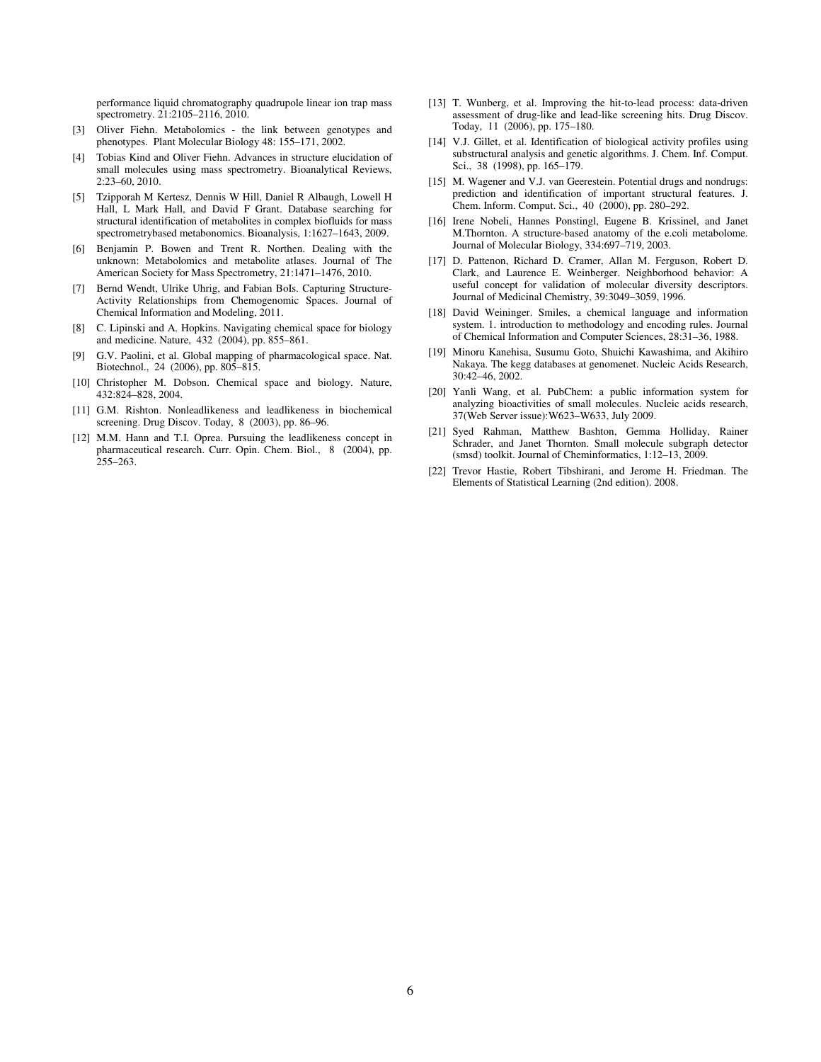performance liquid chromatography quadrupole linear ion trap mass spectrometry. 21:2105–2116, 2010.

[3] Oliver Fiehn. Metabolomics - the link between genotypes and phenotypes. Plant Molecular Biology 48: 155–171, 2002.

[4] Tobias Kind and Oliver Fiehn. Advances in structure elucidation of small molecules using mass spectrometry. Bioanalytical Reviews, 2:23–60, 2010.

[5] Tzipporah M Kertesz, Dennis W Hill, Daniel R Albaugh, Lowell H Hall, L Mark Hall, and David F Grant. Database searching for structural identification of metabolites in complex biofluids for mass spectrometrybased metabonomics. Bioanalysis, 1:1627–1643, 2009.

[6] Benjamin P. Bowen and Trent R. Northen. Dealing with the unknown: Metabolomics and metabolite atlases. Journal of The American Society for Mass Spectrometry, 21:1471–1476, 2010.

[7] Bernd Wendt, Ulrike Uhrig, and Fabian BoIs. Capturing Structure-Activity Relationships from Chemogenomic Spaces. Journal of Chemical Information and Modeling, 2011.

[8] C. Lipinski and A. Hopkins. Navigating chemical space for biology and medicine. Nature, 432 (2004), pp. 855–861.

[9] G.V. Paolini, et al. Global mapping of pharmacological space. Nat. Biotechnol., 24 (2006), pp. 805–815.

[10] Christopher M. Dobson. Chemical space and biology. Nature, 432:824–828, 2004.

[11] G.M. Rishton. Nonleadlikeness and leadlikeness in biochemical screening. Drug Discov. Today, 8 (2003), pp. 86–96.

[12] M.M. Hann and T.I. Oprea. Pursuing the leadlikeness concept in pharmaceutical research. Curr. Opin. Chem. Biol., 8 (2004), pp. 255–263.

[13] T. Wunberg, et al. Improving the hit-to-lead process: data-driven assessment of drug-like and lead-like screening hits. Drug Discov. Today, 11 (2006), pp. 175–180.

[14] V.J. Gillet, et al. Identification of biological activity profiles using substructural analysis and genetic algorithms. J. Chem. Inf. Comput. Sci., 38 (1998), pp. 165–179.

[15] M. Wagener and V.J. van Geerestein. Potential drugs and nondrugs: prediction and identification of important structural features. J. Chem. Inform. Comput. Sci., 40 (2000), pp. 280–292.

[16] Irene Nobeli, Hannes Ponstingl, Eugene B. Krissinel, and Janet M.Thornton. A structure-based anatomy of the e.coli metabolome. Journal of Molecular Biology, 334:697–719, 2003.

[17] D. Pattenon, Richard D. Cramer, Allan M. Ferguson, Robert D. Clark, and Laurence E. Weinberger. Neighborhood behavior: A useful concept for validation of molecular diversity descriptors. Journal of Medicinal Chemistry, 39:3049–3059, 1996.

[18] David Weininger. Smiles, a chemical language and information system. 1. introduction to methodology and encoding rules. Journal of Chemical Information and Computer Sciences, 28:31–36, 1988.

[19] Minoru Kanehisa, Susumu Goto, Shuichi Kawashima, and Akihiro Nakaya. The kegg databases at genomenet. Nucleic Acids Research, 30:42–46, 2002.

[20] Yanli Wang, et al. PubChem: a public information system for analyzing bioactivities of small molecules. Nucleic acids research, 37(Web Server issue):W623–W633, July 2009.

[21] Syed Rahman, Matthew Bashton, Gemma Holliday, Rainer Schrader, and Janet Thornton. Small molecule subgraph detector (smsd) toolkit. Journal of Cheminformatics, 1:12–13, 2009.

[22] Trevor Hastie, Robert Tibshirani, and Jerome H. Friedman. The Elements of Statistical Learning (2nd edition). 2008.